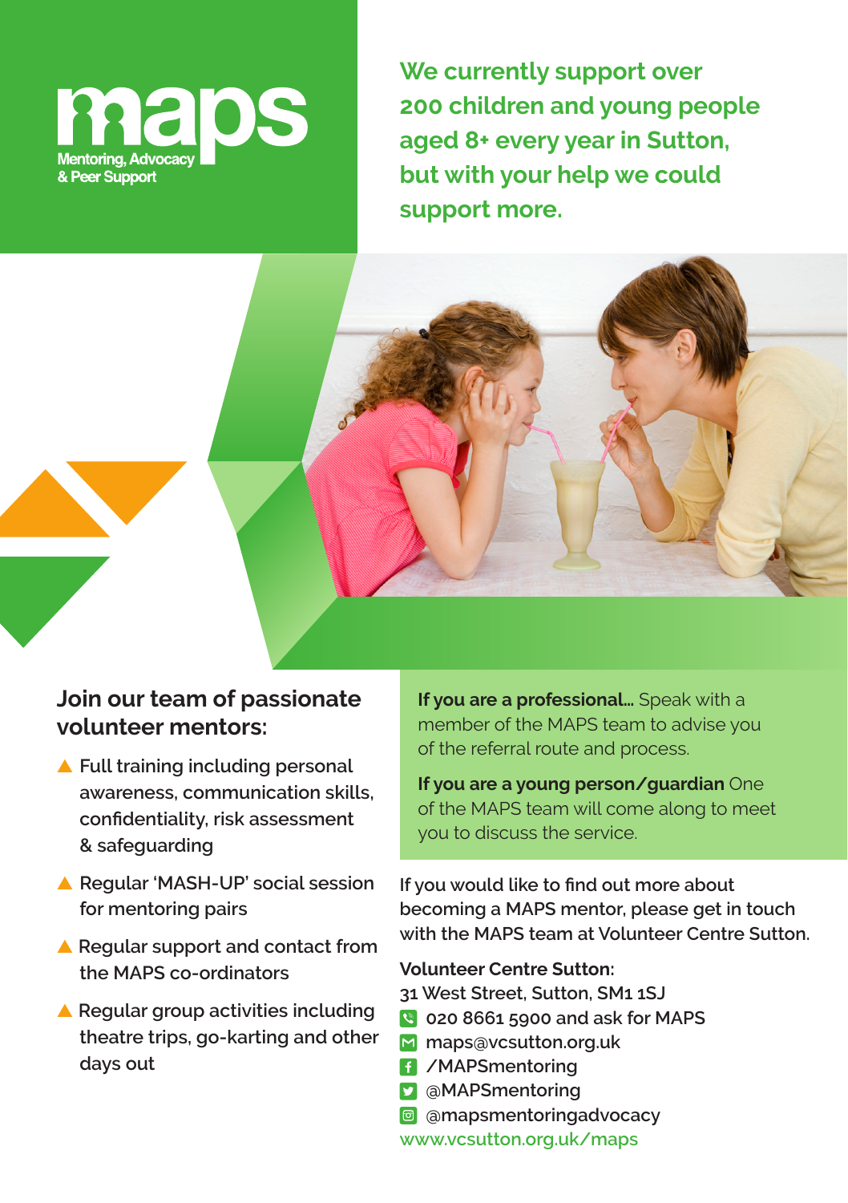# maps

Mentoring, Advocacy & Peer Support

## We currently support over 200 children and young people aged 8+ every year in Sutton, but with your help we could support more.

### Join our team of passionate volunteer mentors:

- Full training including personal awareness, communication skills, confidentiality, risk assessment & safeguarding
- Regular 'MASH-UP' social session for mentoring pairs
- Regular support and contact from the MAPS co-ordinators
- Regular group activities including theatre trips, go-karting and other days out

**If you are a professional...** Speak with a member of the MAPS team to advise you of the referral route and process.

**If you are a young person/guardian** One of the MAPS team will come along to meet you to discuss the service.

If you would like to find out more about becoming a MAPS mentor, please get in touch with the MAPS team at Volunteer Centre Sutton.

**Volunteer Centre Sutton:**
31 West Street, Sutton, SM1 1SJ
020 8661 5900 and ask for MAPS
maps@vcsutton.org.uk
/MAPSmentoring
@MAPSmentoring
@mapsmentoringadvocacy
www.vcsutton.org.uk/maps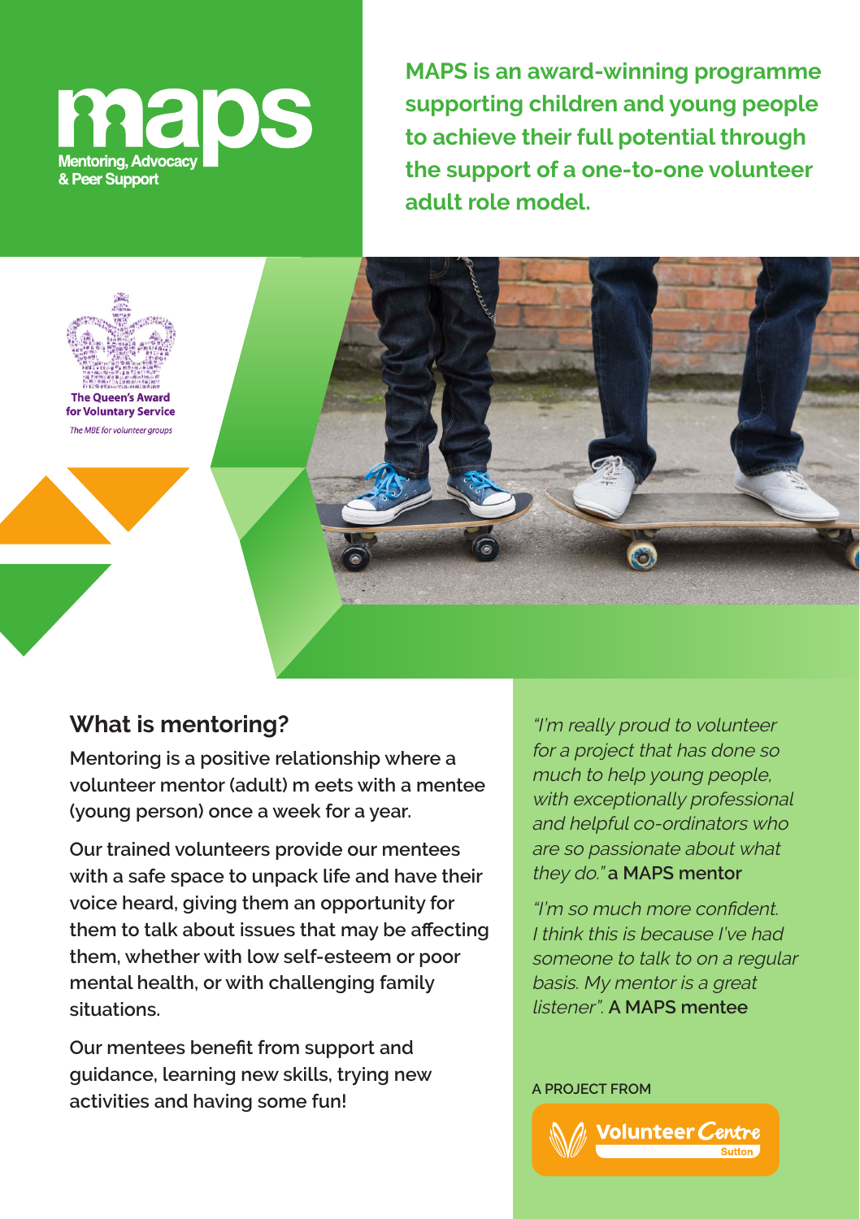**maps**

Mentoring, Advocacy & Peer Support

**MAPS is an award-winning programme supporting children and young people to achieve their full potential through the support of a one-to-one volunteer adult role model.**

The Queen's Award for Voluntary Service

*The MBE for volunteer groups*

## What is mentoring?

Mentoring is a positive relationship where a volunteer mentor (adult) m eets with a mentee (young person) once a week for a year.

Our trained volunteers provide our mentees with a safe space to unpack life and have their voice heard, giving them an opportunity for them to talk about issues that may be affecting them, whether with low self-esteem or poor mental health, or with challenging family situations.

Our mentees benefit from support and guidance, learning new skills, trying new activities and having some fun!

*"I'm really proud to volunteer for a project that has done so much to help young people, with exceptionally professional and helpful co-ordinators who are so passionate about what they do."* **a MAPS mentor**

*"I'm so much more confident. I think this is because I've had someone to talk to on a regular basis. My mentor is a great listener".* **A MAPS mentee**

A PROJECT FROM

Volunteer Centre Sutton